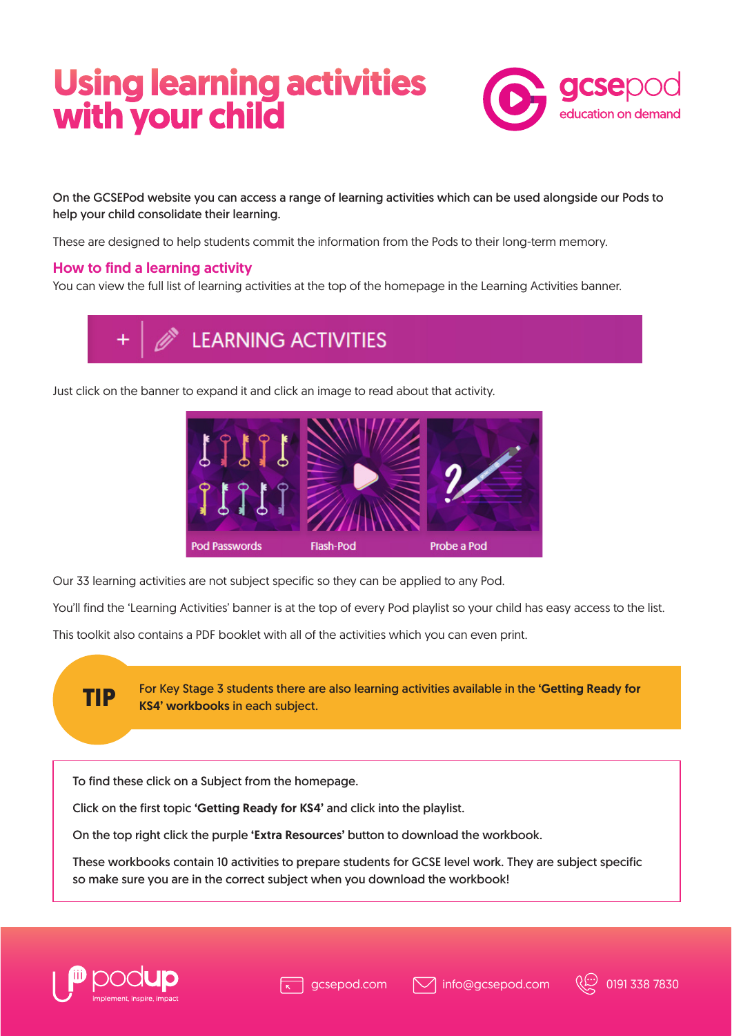# Using learning activities with your child

gcsepod
education on demand

On the GCSEPod website you can access a range of learning activities which can be used alongside our Pods to help your child consolidate their learning.

These are designed to help students commit the information from the Pods to their long-term memory.

## How to find a learning activity

You can view the full list of learning activities at the top of the homepage in the Learning Activities banner.

+ LEARNING ACTIVITIES

Just click on the banner to expand it and click an image to read about that activity.

Pod Passwords | Flash-Pod | Probe a Pod

Our 33 learning activities are not subject specific so they can be applied to any Pod.

You'll find the 'Learning Activities' banner is at the top of every Pod playlist so your child has easy access to the list.

This toolkit also contains a PDF booklet with all of the activities which you can even print.

**TIP**

For Key Stage 3 students there are also learning activities available in the **'Getting Ready for KS4' workbooks** in each subject.

To find these click on a Subject from the homepage.

Click on the first topic **'Getting Ready for KS4'** and click into the playlist.

On the top right click the purple **'Extra Resources'** button to download the workbook.

These workbooks contain 10 activities to prepare students for GCSE level work. They are subject specific so make sure you are in the correct subject when you download the workbook!

podup implement, inspire, impact | gcsepod.com | info@gcsepod.com | 0191 338 7830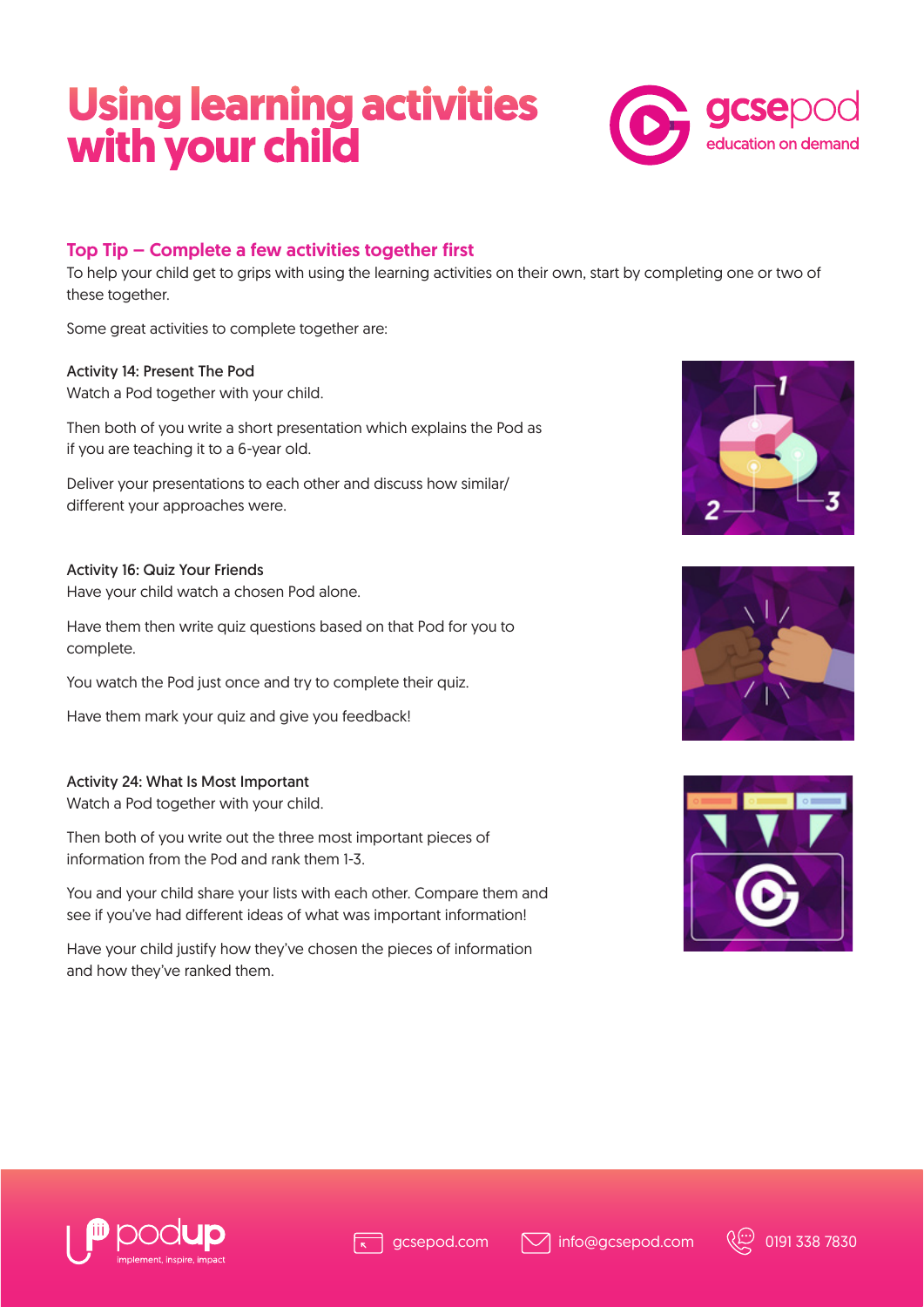# Using learning activities with your child

## Top Tip – Complete a few activities together first

To help your child get to grips with using the learning activities on their own, start by completing one or two of these together.

Some great activities to complete together are:

### Activity 14: Present The Pod

Watch a Pod together with your child.

Then both of you write a short presentation which explains the Pod as if you are teaching it to a 6-year old.

Deliver your presentations to each other and discuss how similar/different your approaches were.

### Activity 16: Quiz Your Friends

Have your child watch a chosen Pod alone.

Have them then write quiz questions based on that Pod for you to complete.

You watch the Pod just once and try to complete their quiz.

Have them mark your quiz and give you feedback!

### Activity 24: What Is Most Important

Watch a Pod together with your child.

Then both of you write out the three most important pieces of information from the Pod and rank them 1-3.

You and your child share your lists with each other. Compare them and see if you've had different ideas of what was important information!

Have your child justify how they've chosen the pieces of information and how they've ranked them.

gcsepod.com | info@gcsepod.com | 0191 338 7830